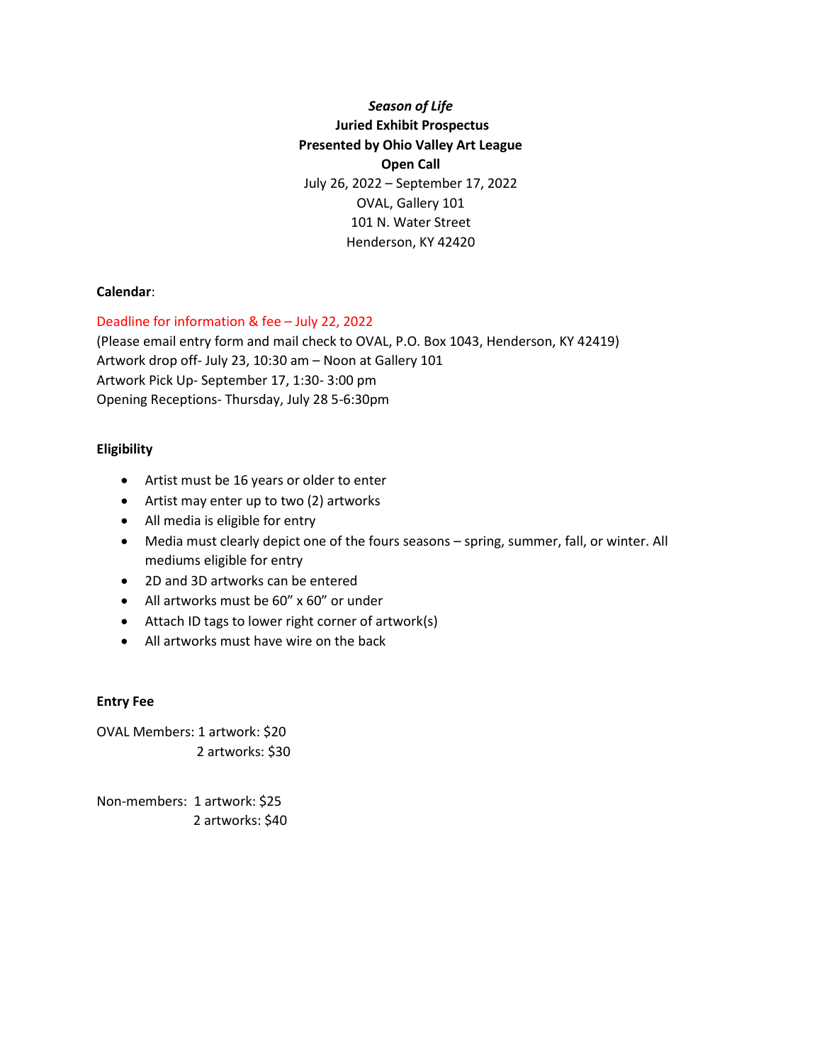***Season of Life***

**Juried Exhibit Prospectus**

**Presented by Ohio Valley Art League**

**Open Call**

July 26, 2022 – September 17, 2022

OVAL, Gallery 101

101 N. Water Street

Henderson, KY 42420

**Calendar**:

Deadline for information & fee – July 22, 2022

(Please email entry form and mail check to OVAL, P.O. Box 1043, Henderson, KY 42419)

Artwork drop off- July 23, 10:30 am – Noon at Gallery 101

Artwork Pick Up- September 17, 1:30- 3:00 pm

Opening Receptions- Thursday, July 28 5-6:30pm

**Eligibility**

- Artist must be 16 years or older to enter
- Artist may enter up to two (2) artworks
- All media is eligible for entry
- Media must clearly depict one of the fours seasons – spring, summer, fall, or winter. All mediums eligible for entry
- 2D and 3D artworks can be entered
- All artworks must be 60" x 60" or under
- Attach ID tags to lower right corner of artwork(s)
- All artworks must have wire on the back

**Entry Fee**

OVAL Members: 1 artwork: $20
2 artworks: $30

Non-members: 1 artwork: $25
2 artworks: $40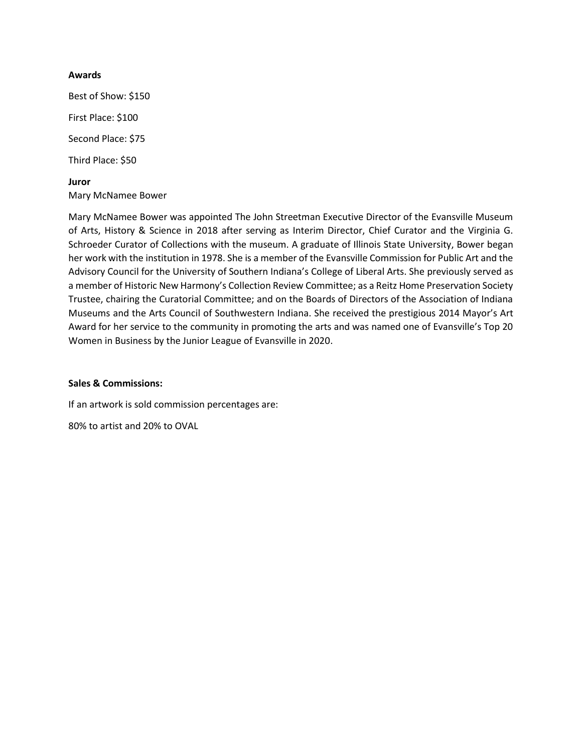**Awards**

Best of Show: $150

First Place: $100

Second Place: $75

Third Place: $50

**Juror**

Mary McNamee Bower

Mary McNamee Bower was appointed The John Streetman Executive Director of the Evansville Museum of Arts, History & Science in 2018 after serving as Interim Director, Chief Curator and the Virginia G. Schroeder Curator of Collections with the museum. A graduate of Illinois State University, Bower began her work with the institution in 1978. She is a member of the Evansville Commission for Public Art and the Advisory Council for the University of Southern Indiana's College of Liberal Arts. She previously served as a member of Historic New Harmony's Collection Review Committee; as a Reitz Home Preservation Society Trustee, chairing the Curatorial Committee; and on the Boards of Directors of the Association of Indiana Museums and the Arts Council of Southwestern Indiana. She received the prestigious 2014 Mayor's Art Award for her service to the community in promoting the arts and was named one of Evansville's Top 20 Women in Business by the Junior League of Evansville in 2020.

**Sales & Commissions:**

If an artwork is sold commission percentages are:

80% to artist and 20% to OVAL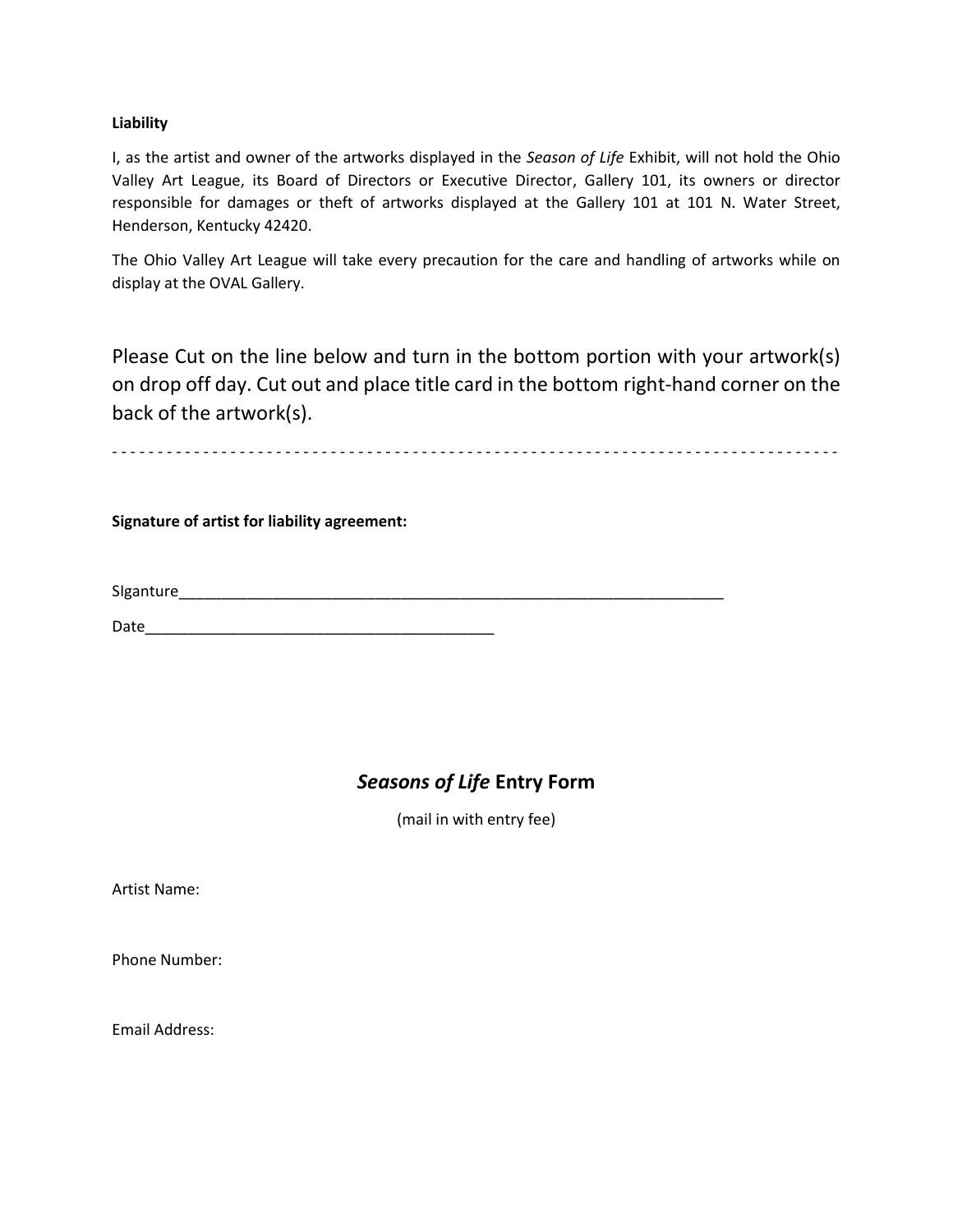**Liability**

I, as the artist and owner of the artworks displayed in the *Season of Life* Exhibit, will not hold the Ohio Valley Art League, its Board of Directors or Executive Director, Gallery 101, its owners or director responsible for damages or theft of artworks displayed at the Gallery 101 at 101 N. Water Street, Henderson, Kentucky 42420.

The Ohio Valley Art League will take every precaution for the care and handling of artworks while on display at the OVAL Gallery.

Please Cut on the line below and turn in the bottom portion with your artwork(s) on drop off day. Cut out and place title card in the bottom right-hand corner on the back of the artwork(s).

- - - - - - - - - - - - - - - - - - - - - - - - - - - - - - - - - - - - - - - - - - - - - - - - - - - - - - - - - - - - - - - - - - - - - - - -

**Signature of artist for liability agreement:**

SIganture___________________________________________________________________

Date___________________________________________

## *Seasons of Life* Entry Form

(mail in with entry fee)

Artist Name:

Phone Number:

Email Address: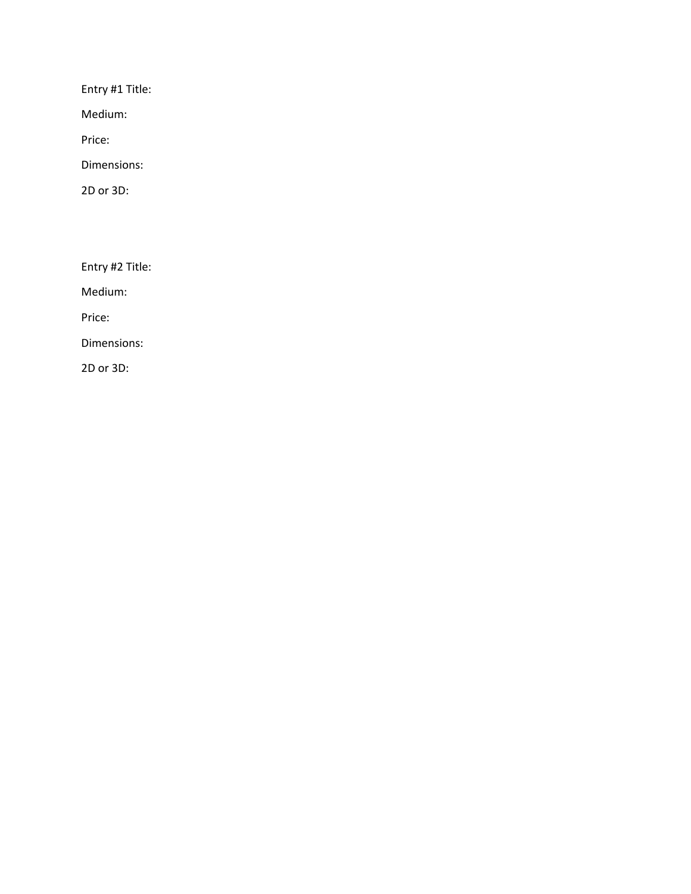Entry #1 Title:

Medium:

Price:

Dimensions:

2D or 3D:

Entry #2 Title:

Medium:

Price:

Dimensions:

2D or 3D: